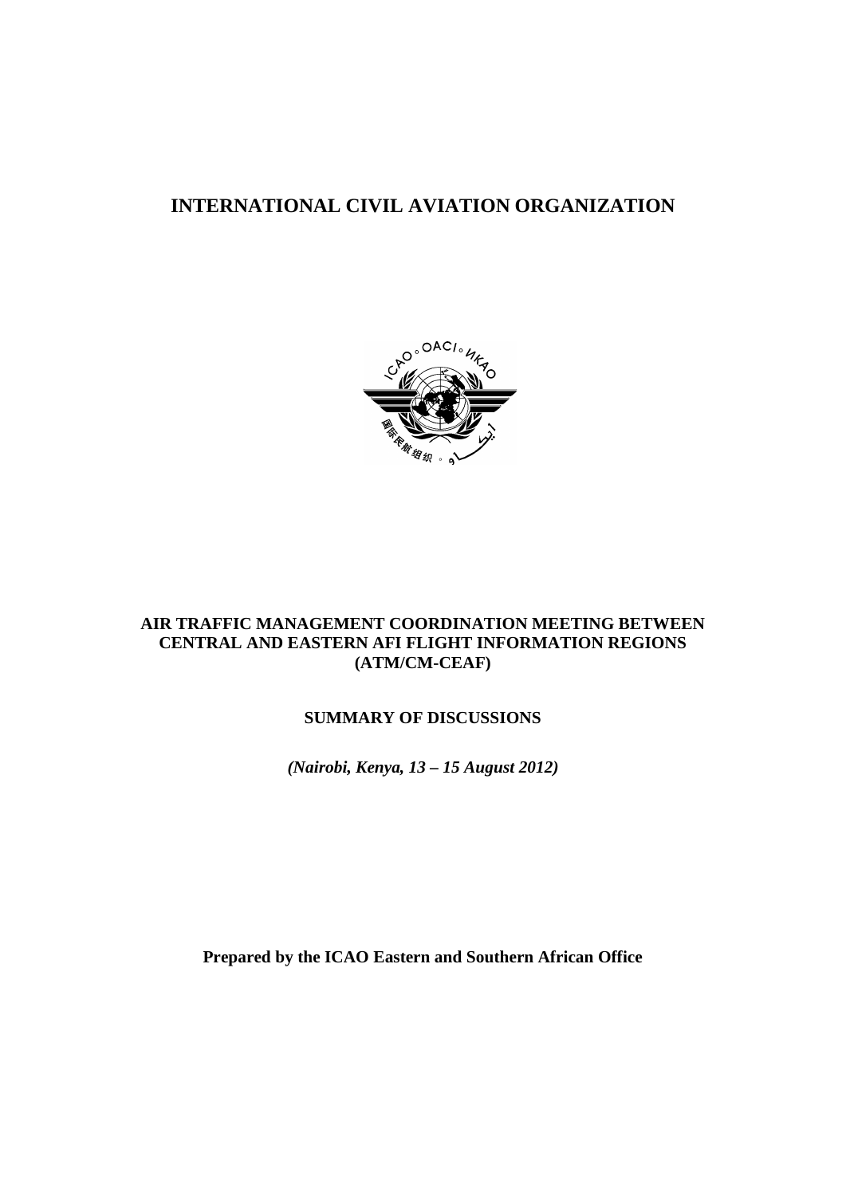# INTERNATIONAL CIVIL AVIATION ORGANIZATION

**AIR TRAFFIC MANAGEMENT COORDINATION MEETING BETWEEN CENTRAL AND EASTERN AFI FLIGHT INFORMATION REGIONS (ATM/CM-CEAF)**

**SUMMARY OF DISCUSSIONS**

***(Nairobi, Kenya, 13 – 15 August 2012)***

**Prepared by the ICAO Eastern and Southern African Office**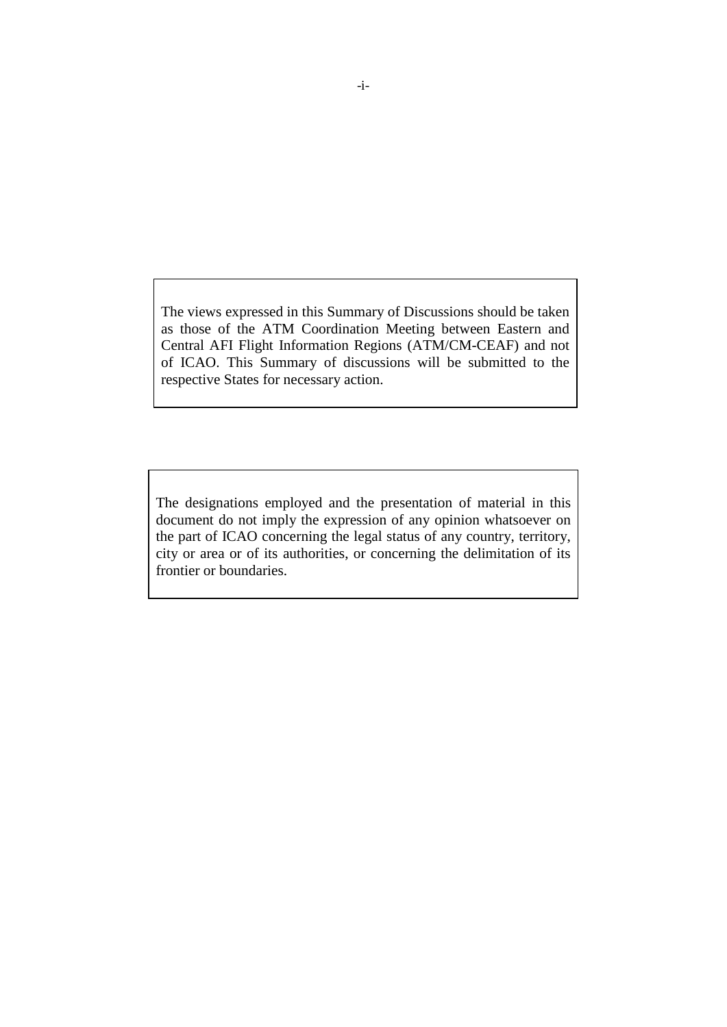The views expressed in this Summary of Discussions should be taken as those of the ATM Coordination Meeting between Eastern and Central AFI Flight Information Regions (ATM/CM-CEAF) and not of ICAO. This Summary of discussions will be submitted to the respective States for necessary action.

The designations employed and the presentation of material in this document do not imply the expression of any opinion whatsoever on the part of ICAO concerning the legal status of any country, territory, city or area or of its authorities, or concerning the delimitation of its frontier or boundaries.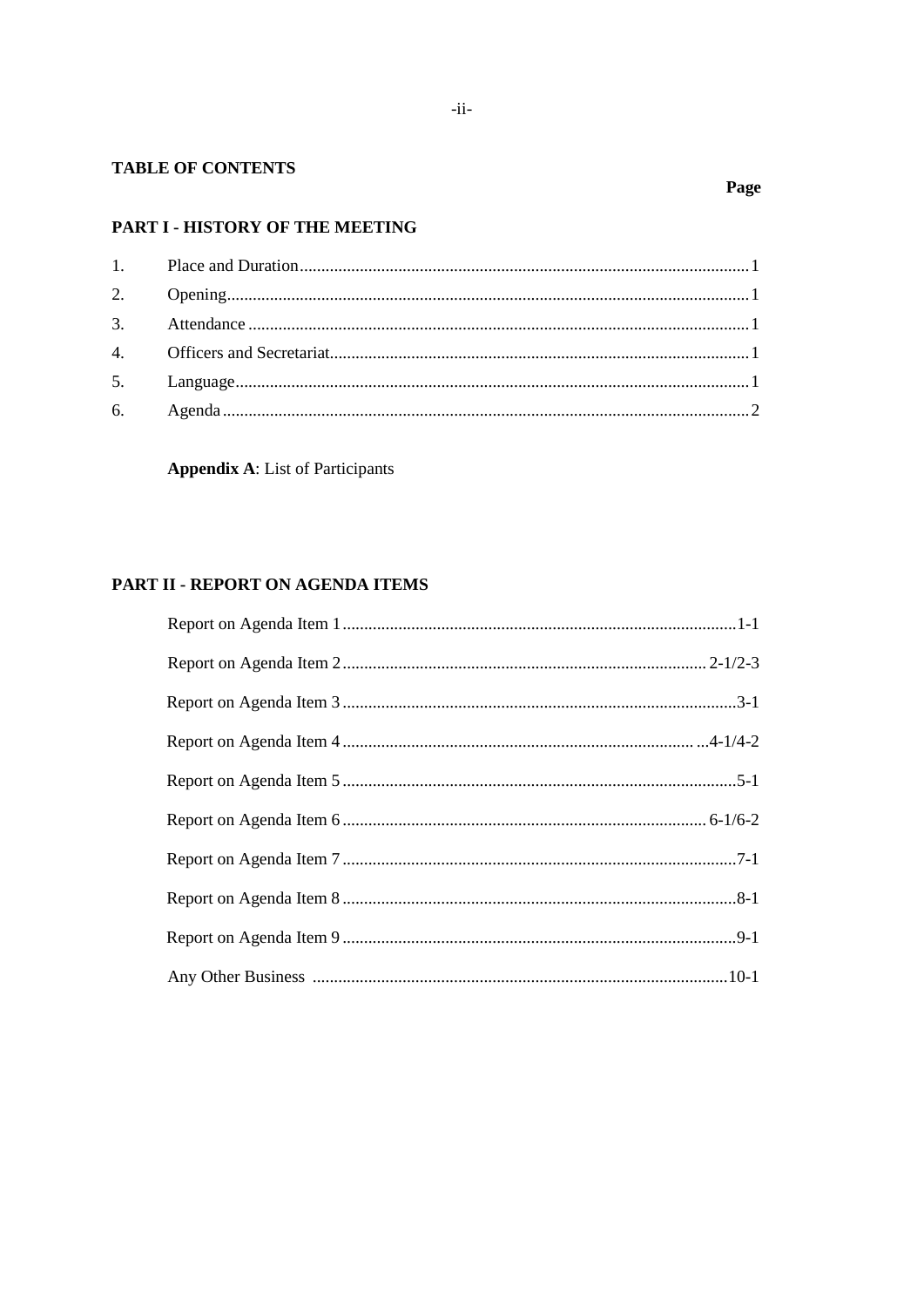## TABLE OF CONTENTS

**Page**

### PART I - HISTORY OF THE MEETING

| | | Page |
|---|---|---|
| 1. | Place and Duration | 1 |
| 2. | Opening | 1 |
| 3. | Attendance | 1 |
| 4. | Officers and Secretariat | 1 |
| 5. | Language | 1 |
| 6. | Agenda | 2 |

**Appendix A**: List of Participants

### PART II - REPORT ON AGENDA ITEMS

| | Page |
|---|---|
| Report on Agenda Item 1 | 1-1 |
| Report on Agenda Item 2 | 2-1/2-3 |
| Report on Agenda Item 3 | 3-1 |
| Report on Agenda Item 4 | 4-1/4-2 |
| Report on Agenda Item 5 | 5-1 |
| Report on Agenda Item 6 | 6-1/6-2 |
| Report on Agenda Item 7 | 7-1 |
| Report on Agenda Item 8 | 8-1 |
| Report on Agenda Item 9 | 9-1 |
| Any Other Business | 10-1 |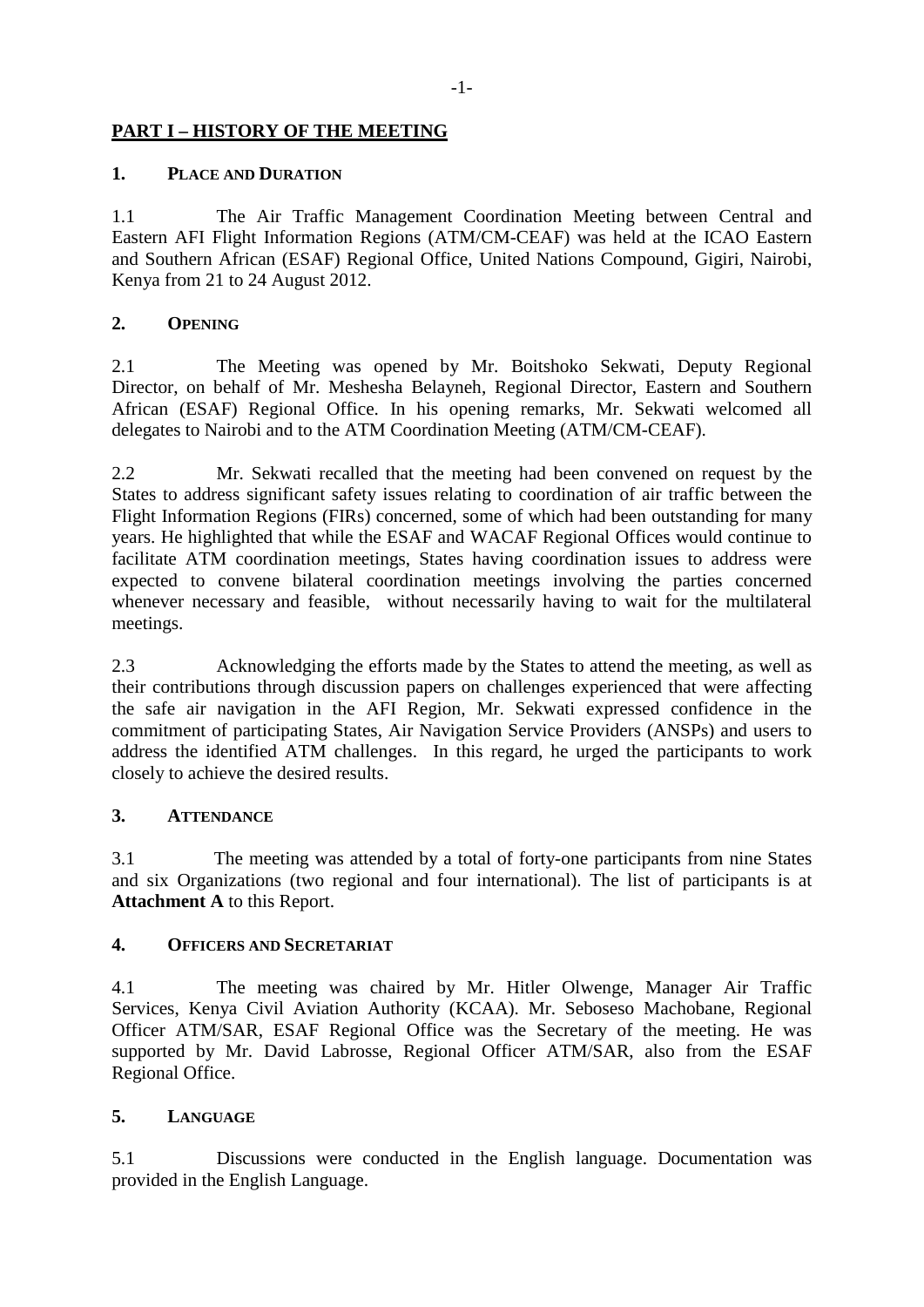## PART I – HISTORY OF THE MEETING

### 1. PLACE AND DURATION

1.1 The Air Traffic Management Coordination Meeting between Central and Eastern AFI Flight Information Regions (ATM/CM-CEAF) was held at the ICAO Eastern and Southern African (ESAF) Regional Office, United Nations Compound, Gigiri, Nairobi, Kenya from 21 to 24 August 2012.

### 2. OPENING

2.1 The Meeting was opened by Mr. Boitshoko Sekwati, Deputy Regional Director, on behalf of Mr. Meshesha Belayneh, Regional Director, Eastern and Southern African (ESAF) Regional Office. In his opening remarks, Mr. Sekwati welcomed all delegates to Nairobi and to the ATM Coordination Meeting (ATM/CM-CEAF).

2.2 Mr. Sekwati recalled that the meeting had been convened on request by the States to address significant safety issues relating to coordination of air traffic between the Flight Information Regions (FIRs) concerned, some of which had been outstanding for many years. He highlighted that while the ESAF and WACAF Regional Offices would continue to facilitate ATM coordination meetings, States having coordination issues to address were expected to convene bilateral coordination meetings involving the parties concerned whenever necessary and feasible, without necessarily having to wait for the multilateral meetings.

2.3 Acknowledging the efforts made by the States to attend the meeting, as well as their contributions through discussion papers on challenges experienced that were affecting the safe air navigation in the AFI Region, Mr. Sekwati expressed confidence in the commitment of participating States, Air Navigation Service Providers (ANSPs) and users to address the identified ATM challenges. In this regard, he urged the participants to work closely to achieve the desired results.

### 3. ATTENDANCE

3.1 The meeting was attended by a total of forty-one participants from nine States and six Organizations (two regional and four international). The list of participants is at **Attachment A** to this Report.

### 4. OFFICERS AND SECRETARIAT

4.1 The meeting was chaired by Mr. Hitler Olwenge, Manager Air Traffic Services, Kenya Civil Aviation Authority (KCAA). Mr. Seboseso Machobane, Regional Officer ATM/SAR, ESAF Regional Office was the Secretary of the meeting. He was supported by Mr. David Labrosse, Regional Officer ATM/SAR, also from the ESAF Regional Office.

### 5. LANGUAGE

5.1 Discussions were conducted in the English language. Documentation was provided in the English Language.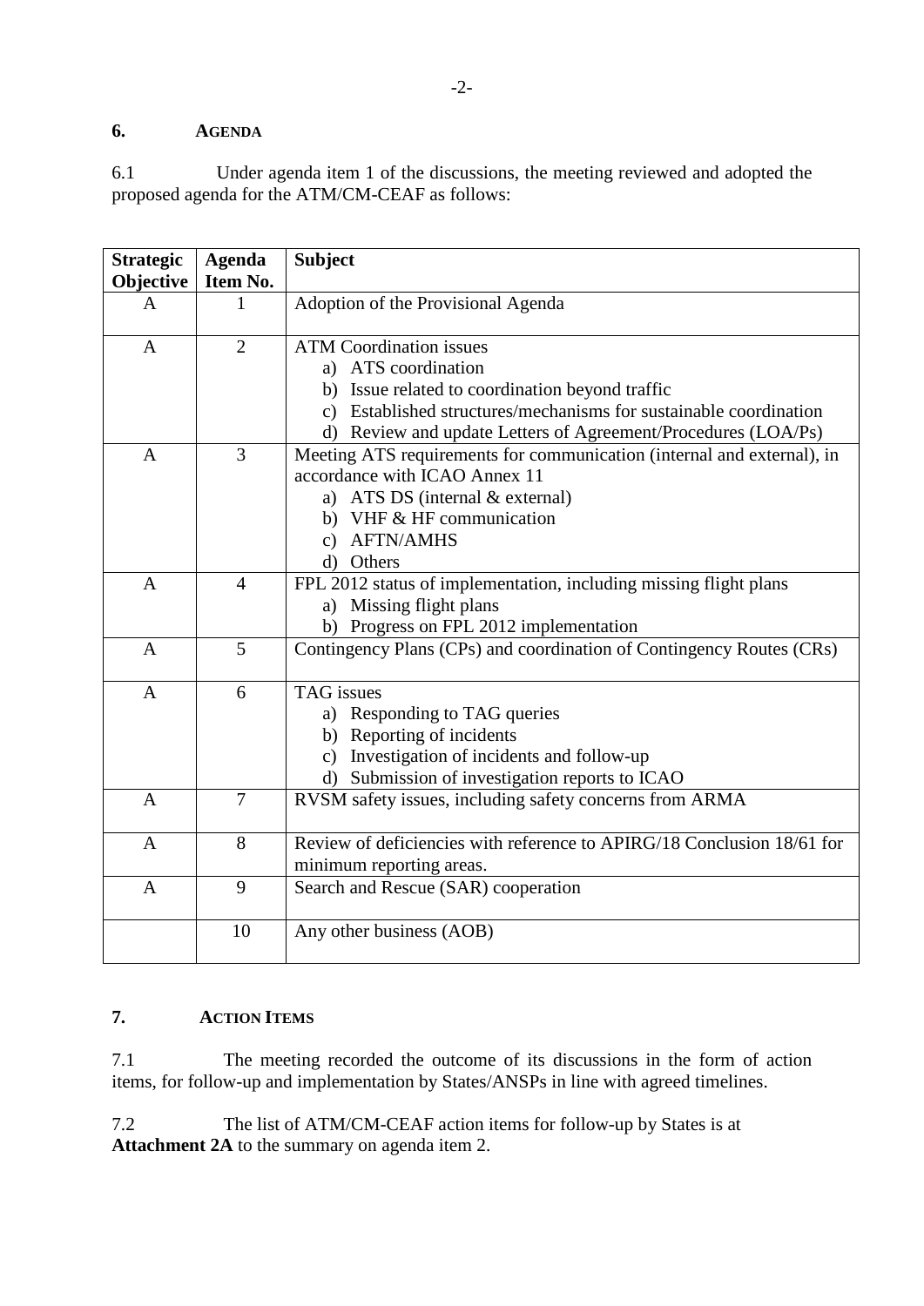## 6. AGENDA

6.1 Under agenda item 1 of the discussions, the meeting reviewed and adopted the proposed agenda for the ATM/CM-CEAF as follows:

| Strategic Objective | Agenda Item No. | Subject |
|---|---|---|
| A | 1 | Adoption of the Provisional Agenda |
| A | 2 | ATM Coordination issues<br>a) ATS coordination<br>b) Issue related to coordination beyond traffic<br>c) Established structures/mechanisms for sustainable coordination<br>d) Review and update Letters of Agreement/Procedures (LOA/Ps) |
| A | 3 | Meeting ATS requirements for communication (internal and external), in accordance with ICAO Annex 11<br>a) ATS DS (internal & external)<br>b) VHF & HF communication<br>c) AFTN/AMHS<br>d) Others |
| A | 4 | FPL 2012 status of implementation, including missing flight plans<br>a) Missing flight plans<br>b) Progress on FPL 2012 implementation |
| A | 5 | Contingency Plans (CPs) and coordination of Contingency Routes (CRs) |
| A | 6 | TAG issues<br>a) Responding to TAG queries<br>b) Reporting of incidents<br>c) Investigation of incidents and follow-up<br>d) Submission of investigation reports to ICAO |
| A | 7 | RVSM safety issues, including safety concerns from ARMA |
| A | 8 | Review of deficiencies with reference to APIRG/18 Conclusion 18/61 for minimum reporting areas. |
| A | 9 | Search and Rescue (SAR) cooperation |
| | 10 | Any other business (AOB) |

## 7. ACTION ITEMS

7.1 The meeting recorded the outcome of its discussions in the form of action items, for follow-up and implementation by States/ANSPs in line with agreed timelines.

7.2 The list of ATM/CM-CEAF action items for follow-up by States is at **Attachment 2A** to the summary on agenda item 2.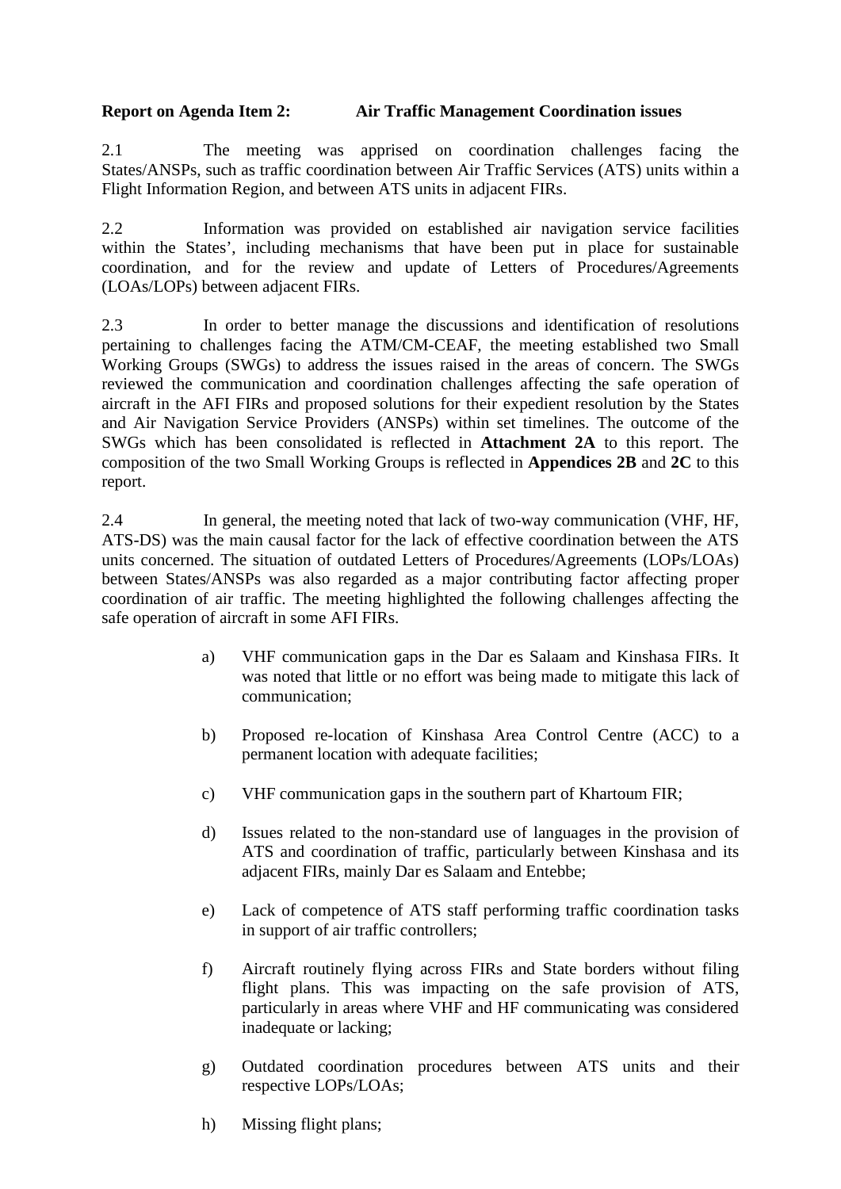**Report on Agenda Item 2: Air Traffic Management Coordination issues**

2.1 The meeting was apprised on coordination challenges facing the States/ANSPs, such as traffic coordination between Air Traffic Services (ATS) units within a Flight Information Region, and between ATS units in adjacent FIRs.

2.2 Information was provided on established air navigation service facilities within the States', including mechanisms that have been put in place for sustainable coordination, and for the review and update of Letters of Procedures/Agreements (LOAs/LOPs) between adjacent FIRs.

2.3 In order to better manage the discussions and identification of resolutions pertaining to challenges facing the ATM/CM-CEAF, the meeting established two Small Working Groups (SWGs) to address the issues raised in the areas of concern. The SWGs reviewed the communication and coordination challenges affecting the safe operation of aircraft in the AFI FIRs and proposed solutions for their expedient resolution by the States and Air Navigation Service Providers (ANSPs) within set timelines. The outcome of the SWGs which has been consolidated is reflected in **Attachment 2A** to this report. The composition of the two Small Working Groups is reflected in **Appendices 2B** and **2C** to this report.

2.4 In general, the meeting noted that lack of two-way communication (VHF, HF, ATS-DS) was the main causal factor for the lack of effective coordination between the ATS units concerned. The situation of outdated Letters of Procedures/Agreements (LOPs/LOAs) between States/ANSPs was also regarded as a major contributing factor affecting proper coordination of air traffic. The meeting highlighted the following challenges affecting the safe operation of aircraft in some AFI FIRs.

a) VHF communication gaps in the Dar es Salaam and Kinshasa FIRs. It was noted that little or no effort was being made to mitigate this lack of communication;

b) Proposed re-location of Kinshasa Area Control Centre (ACC) to a permanent location with adequate facilities;

c) VHF communication gaps in the southern part of Khartoum FIR;

d) Issues related to the non-standard use of languages in the provision of ATS and coordination of traffic, particularly between Kinshasa and its adjacent FIRs, mainly Dar es Salaam and Entebbe;

e) Lack of competence of ATS staff performing traffic coordination tasks in support of air traffic controllers;

f) Aircraft routinely flying across FIRs and State borders without filing flight plans. This was impacting on the safe provision of ATS, particularly in areas where VHF and HF communicating was considered inadequate or lacking;

g) Outdated coordination procedures between ATS units and their respective LOPs/LOAs;

h) Missing flight plans;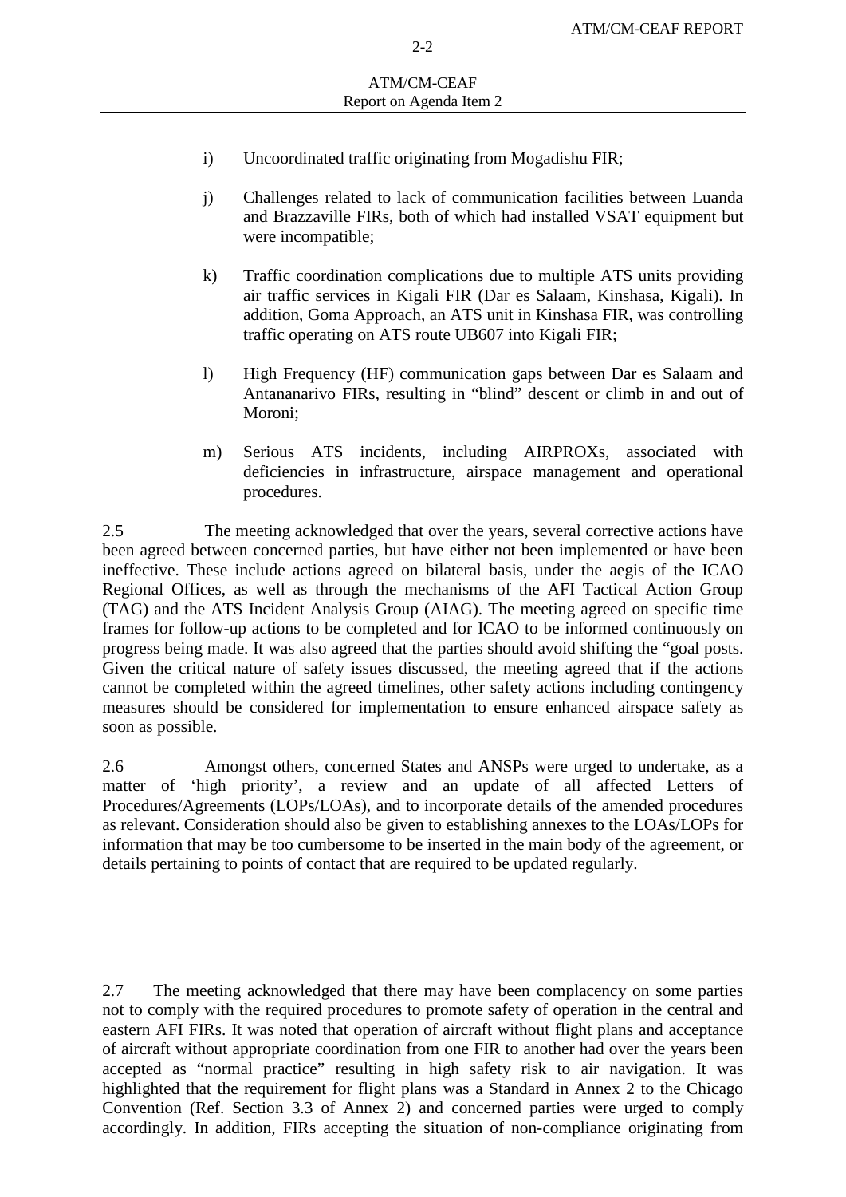i) Uncoordinated traffic originating from Mogadishu FIR;

j) Challenges related to lack of communication facilities between Luanda and Brazzaville FIRs, both of which had installed VSAT equipment but were incompatible;

k) Traffic coordination complications due to multiple ATS units providing air traffic services in Kigali FIR (Dar es Salaam, Kinshasa, Kigali). In addition, Goma Approach, an ATS unit in Kinshasa FIR, was controlling traffic operating on ATS route UB607 into Kigali FIR;

l) High Frequency (HF) communication gaps between Dar es Salaam and Antananarivo FIRs, resulting in "blind" descent or climb in and out of Moroni;

m) Serious ATS incidents, including AIRPROXs, associated with deficiencies in infrastructure, airspace management and operational procedures.

2.5 The meeting acknowledged that over the years, several corrective actions have been agreed between concerned parties, but have either not been implemented or have been ineffective. These include actions agreed on bilateral basis, under the aegis of the ICAO Regional Offices, as well as through the mechanisms of the AFI Tactical Action Group (TAG) and the ATS Incident Analysis Group (AIAG). The meeting agreed on specific time frames for follow-up actions to be completed and for ICAO to be informed continuously on progress being made. It was also agreed that the parties should avoid shifting the "goal posts. Given the critical nature of safety issues discussed, the meeting agreed that if the actions cannot be completed within the agreed timelines, other safety actions including contingency measures should be considered for implementation to ensure enhanced airspace safety as soon as possible.

2.6 Amongst others, concerned States and ANSPs were urged to undertake, as a matter of 'high priority', a review and an update of all affected Letters of Procedures/Agreements (LOPs/LOAs), and to incorporate details of the amended procedures as relevant. Consideration should also be given to establishing annexes to the LOAs/LOPs for information that may be too cumbersome to be inserted in the main body of the agreement, or details pertaining to points of contact that are required to be updated regularly.

2.7 The meeting acknowledged that there may have been complacency on some parties not to comply with the required procedures to promote safety of operation in the central and eastern AFI FIRs. It was noted that operation of aircraft without flight plans and acceptance of aircraft without appropriate coordination from one FIR to another had over the years been accepted as "normal practice" resulting in high safety risk to air navigation. It was highlighted that the requirement for flight plans was a Standard in Annex 2 to the Chicago Convention (Ref. Section 3.3 of Annex 2) and concerned parties were urged to comply accordingly. In addition, FIRs accepting the situation of non-compliance originating from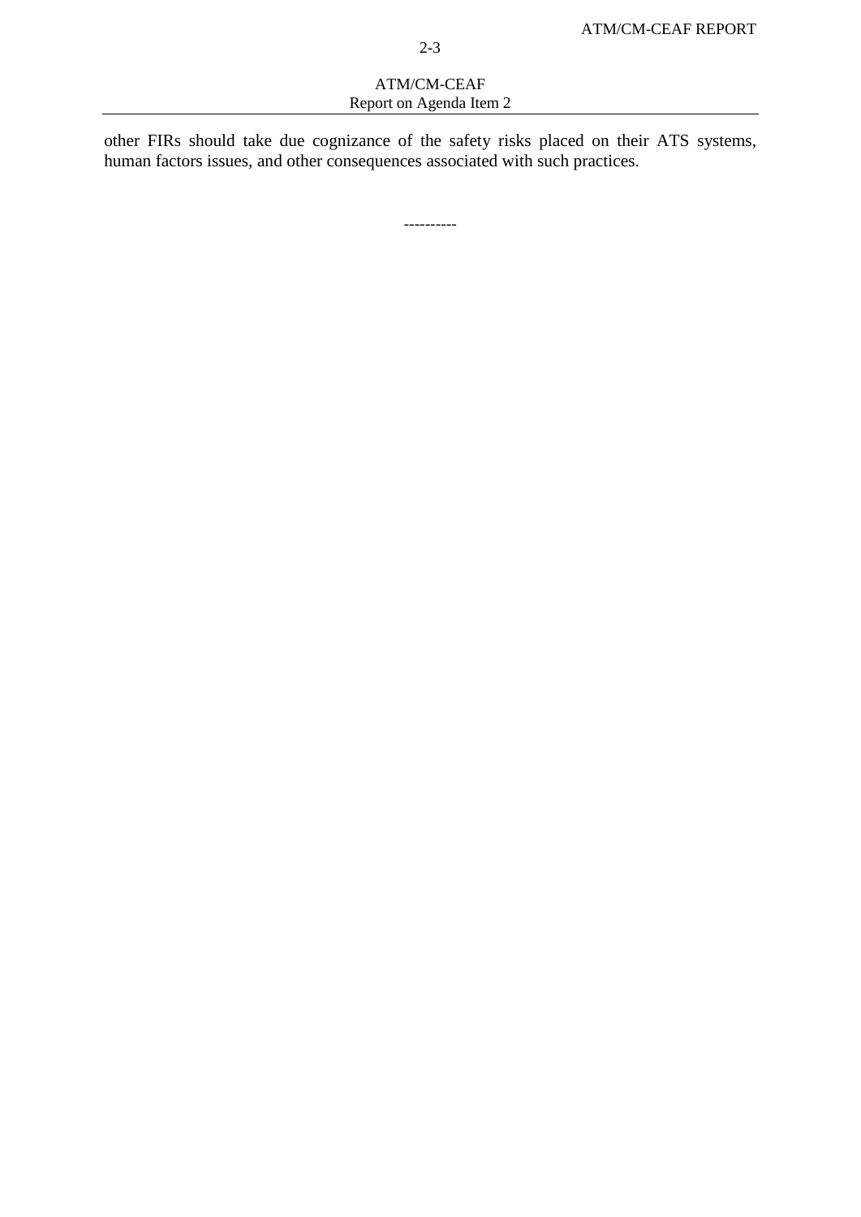other FIRs should take due cognizance of the safety risks placed on their ATS systems, human factors issues, and other consequences associated with such practices.

----------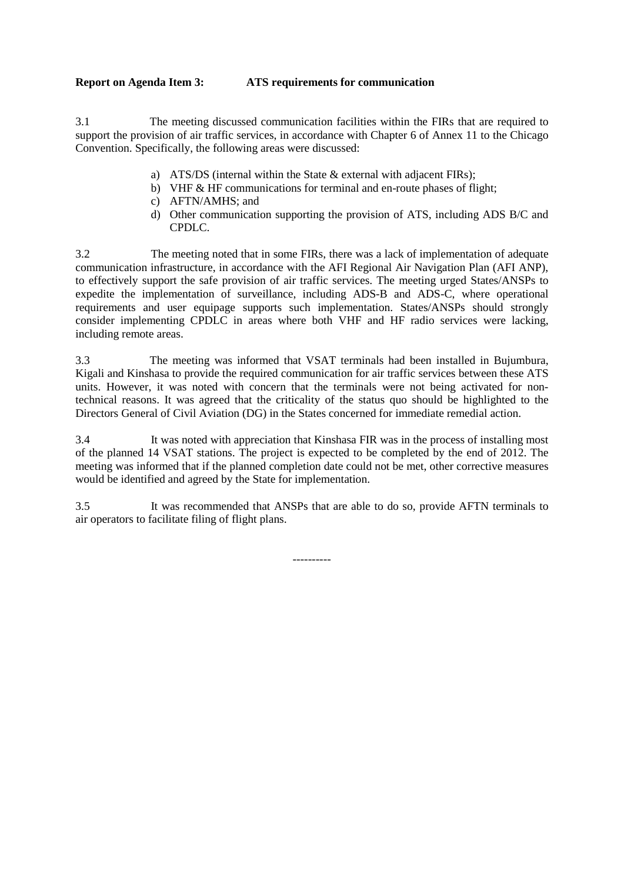**Report on Agenda Item 3: ATS requirements for communication**

3.1 The meeting discussed communication facilities within the FIRs that are required to support the provision of air traffic services, in accordance with Chapter 6 of Annex 11 to the Chicago Convention. Specifically, the following areas were discussed:

a) ATS/DS (internal within the State & external with adjacent FIRs);
b) VHF & HF communications for terminal and en-route phases of flight;
c) AFTN/AMHS; and
d) Other communication supporting the provision of ATS, including ADS B/C and CPDLC.

3.2 The meeting noted that in some FIRs, there was a lack of implementation of adequate communication infrastructure, in accordance with the AFI Regional Air Navigation Plan (AFI ANP), to effectively support the safe provision of air traffic services. The meeting urged States/ANSPs to expedite the implementation of surveillance, including ADS-B and ADS-C, where operational requirements and user equipage supports such implementation. States/ANSPs should strongly consider implementing CPDLC in areas where both VHF and HF radio services were lacking, including remote areas.

3.3 The meeting was informed that VSAT terminals had been installed in Bujumbura, Kigali and Kinshasa to provide the required communication for air traffic services between these ATS units. However, it was noted with concern that the terminals were not being activated for non-technical reasons. It was agreed that the criticality of the status quo should be highlighted to the Directors General of Civil Aviation (DG) in the States concerned for immediate remedial action.

3.4 It was noted with appreciation that Kinshasa FIR was in the process of installing most of the planned 14 VSAT stations. The project is expected to be completed by the end of 2012. The meeting was informed that if the planned completion date could not be met, other corrective measures would be identified and agreed by the State for implementation.

3.5 It was recommended that ANSPs that are able to do so, provide AFTN terminals to air operators to facilitate filing of flight plans.

----------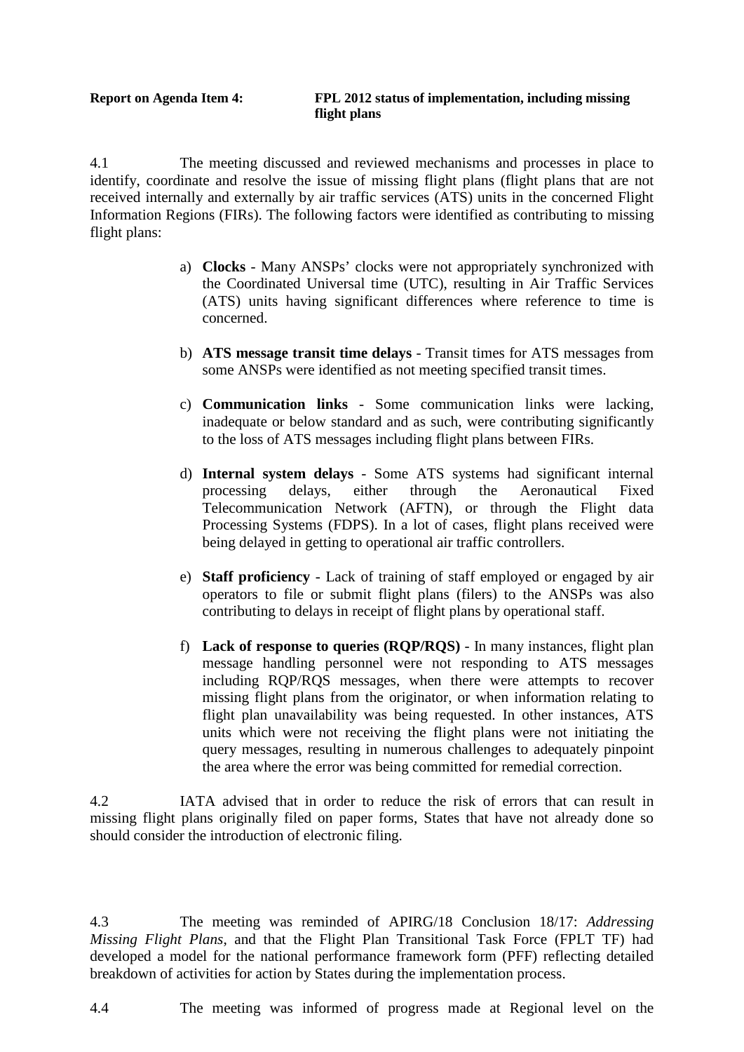**Report on Agenda Item 4: FPL 2012 status of implementation, including missing flight plans**

4.1 The meeting discussed and reviewed mechanisms and processes in place to identify, coordinate and resolve the issue of missing flight plans (flight plans that are not received internally and externally by air traffic services (ATS) units in the concerned Flight Information Regions (FIRs). The following factors were identified as contributing to missing flight plans:

a) **Clocks** - Many ANSPs' clocks were not appropriately synchronized with the Coordinated Universal time (UTC), resulting in Air Traffic Services (ATS) units having significant differences where reference to time is concerned.

b) **ATS message transit time delays** - Transit times for ATS messages from some ANSPs were identified as not meeting specified transit times.

c) **Communication links** - Some communication links were lacking, inadequate or below standard and as such, were contributing significantly to the loss of ATS messages including flight plans between FIRs.

d) **Internal system delays** - Some ATS systems had significant internal processing delays, either through the Aeronautical Fixed Telecommunication Network (AFTN), or through the Flight data Processing Systems (FDPS). In a lot of cases, flight plans received were being delayed in getting to operational air traffic controllers.

e) **Staff proficiency** - Lack of training of staff employed or engaged by air operators to file or submit flight plans (filers) to the ANSPs was also contributing to delays in receipt of flight plans by operational staff.

f) **Lack of response to queries (RQP/RQS)** - In many instances, flight plan message handling personnel were not responding to ATS messages including RQP/RQS messages, when there were attempts to recover missing flight plans from the originator, or when information relating to flight plan unavailability was being requested. In other instances, ATS units which were not receiving the flight plans were not initiating the query messages, resulting in numerous challenges to adequately pinpoint the area where the error was being committed for remedial correction.

4.2 IATA advised that in order to reduce the risk of errors that can result in missing flight plans originally filed on paper forms, States that have not already done so should consider the introduction of electronic filing.

4.3 The meeting was reminded of APIRG/18 Conclusion 18/17: *Addressing Missing Flight Plans*, and that the Flight Plan Transitional Task Force (FPLT TF) had developed a model for the national performance framework form (PFF) reflecting detailed breakdown of activities for action by States during the implementation process.

4.4 The meeting was informed of progress made at Regional level on the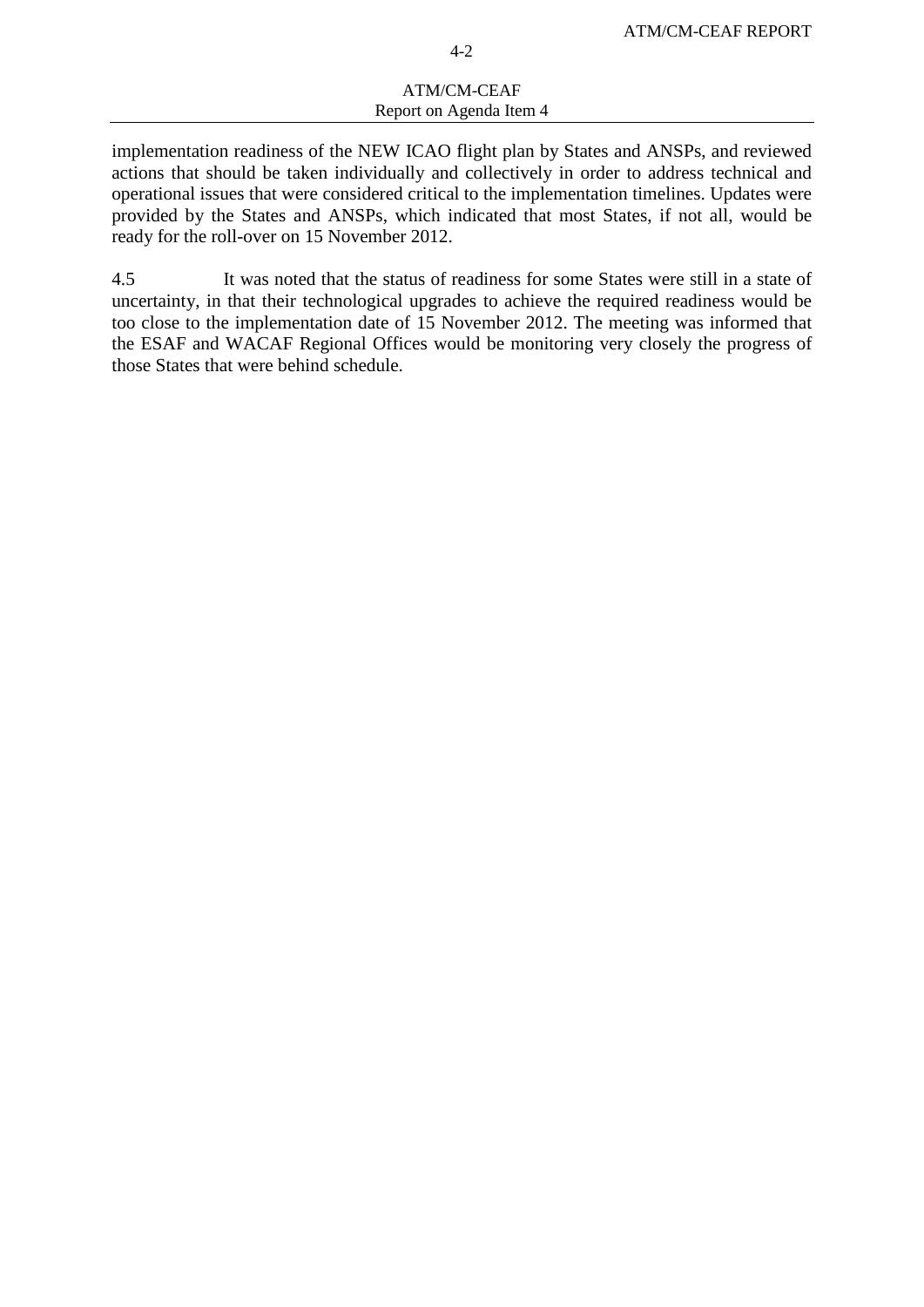implementation readiness of the NEW ICAO flight plan by States and ANSPs, and reviewed actions that should be taken individually and collectively in order to address technical and operational issues that were considered critical to the implementation timelines. Updates were provided by the States and ANSPs, which indicated that most States, if not all, would be ready for the roll-over on 15 November 2012.

4.5 It was noted that the status of readiness for some States were still in a state of uncertainty, in that their technological upgrades to achieve the required readiness would be too close to the implementation date of 15 November 2012. The meeting was informed that the ESAF and WACAF Regional Offices would be monitoring very closely the progress of those States that were behind schedule.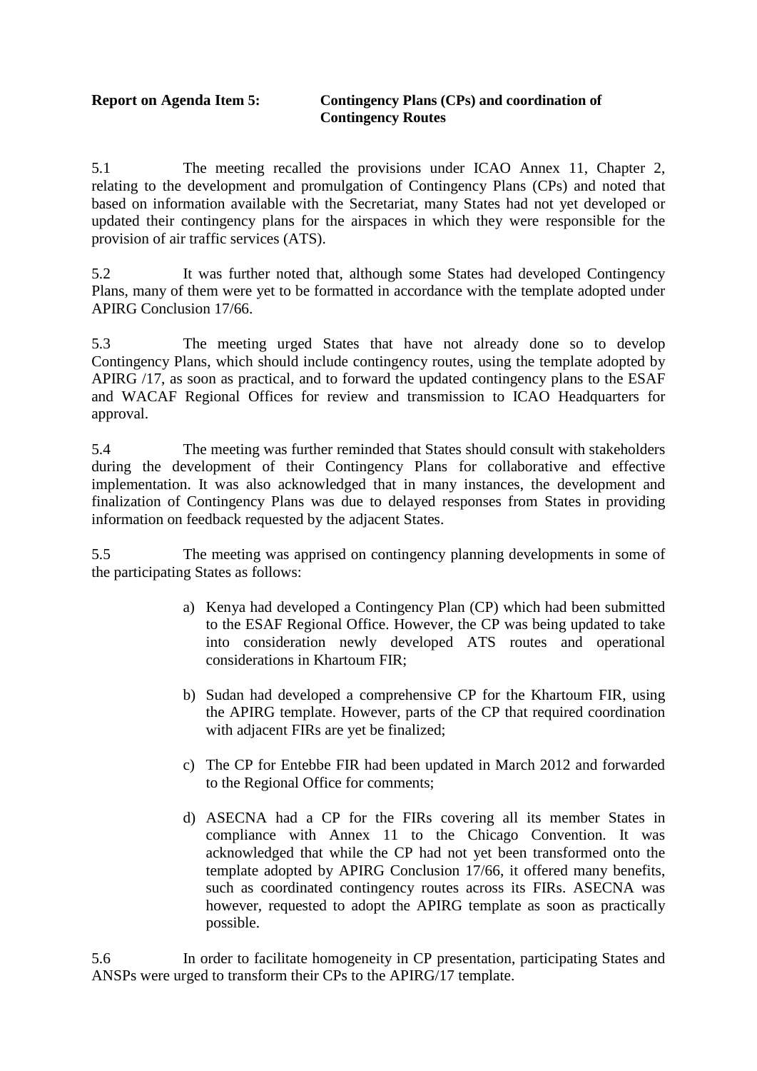**Report on Agenda Item 5: Contingency Plans (CPs) and coordination of Contingency Routes**

5.1 The meeting recalled the provisions under ICAO Annex 11, Chapter 2, relating to the development and promulgation of Contingency Plans (CPs) and noted that based on information available with the Secretariat, many States had not yet developed or updated their contingency plans for the airspaces in which they were responsible for the provision of air traffic services (ATS).

5.2 It was further noted that, although some States had developed Contingency Plans, many of them were yet to be formatted in accordance with the template adopted under APIRG Conclusion 17/66.

5.3 The meeting urged States that have not already done so to develop Contingency Plans, which should include contingency routes, using the template adopted by APIRG /17, as soon as practical, and to forward the updated contingency plans to the ESAF and WACAF Regional Offices for review and transmission to ICAO Headquarters for approval.

5.4 The meeting was further reminded that States should consult with stakeholders during the development of their Contingency Plans for collaborative and effective implementation. It was also acknowledged that in many instances, the development and finalization of Contingency Plans was due to delayed responses from States in providing information on feedback requested by the adjacent States.

5.5 The meeting was apprised on contingency planning developments in some of the participating States as follows:

a) Kenya had developed a Contingency Plan (CP) which had been submitted to the ESAF Regional Office. However, the CP was being updated to take into consideration newly developed ATS routes and operational considerations in Khartoum FIR;

b) Sudan had developed a comprehensive CP for the Khartoum FIR, using the APIRG template. However, parts of the CP that required coordination with adjacent FIRs are yet be finalized;

c) The CP for Entebbe FIR had been updated in March 2012 and forwarded to the Regional Office for comments;

d) ASECNA had a CP for the FIRs covering all its member States in compliance with Annex 11 to the Chicago Convention. It was acknowledged that while the CP had not yet been transformed onto the template adopted by APIRG Conclusion 17/66, it offered many benefits, such as coordinated contingency routes across its FIRs. ASECNA was however, requested to adopt the APIRG template as soon as practically possible.

5.6 In order to facilitate homogeneity in CP presentation, participating States and ANSPs were urged to transform their CPs to the APIRG/17 template.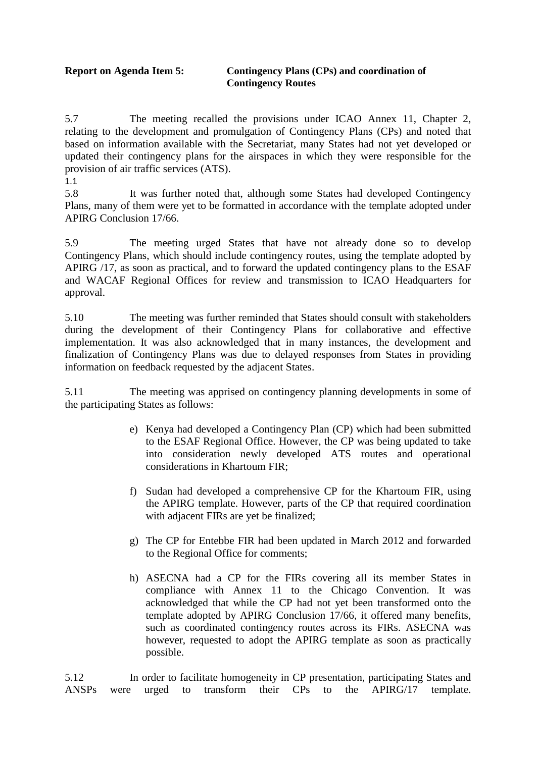**Report on Agenda Item 5: Contingency Plans (CPs) and coordination of Contingency Routes**

5.7 The meeting recalled the provisions under ICAO Annex 11, Chapter 2, relating to the development and promulgation of Contingency Plans (CPs) and noted that based on information available with the Secretariat, many States had not yet developed or updated their contingency plans for the airspaces in which they were responsible for the provision of air traffic services (ATS).

1.1

5.8 It was further noted that, although some States had developed Contingency Plans, many of them were yet to be formatted in accordance with the template adopted under APIRG Conclusion 17/66.

5.9 The meeting urged States that have not already done so to develop Contingency Plans, which should include contingency routes, using the template adopted by APIRG /17, as soon as practical, and to forward the updated contingency plans to the ESAF and WACAF Regional Offices for review and transmission to ICAO Headquarters for approval.

5.10 The meeting was further reminded that States should consult with stakeholders during the development of their Contingency Plans for collaborative and effective implementation. It was also acknowledged that in many instances, the development and finalization of Contingency Plans was due to delayed responses from States in providing information on feedback requested by the adjacent States.

5.11 The meeting was apprised on contingency planning developments in some of the participating States as follows:

e) Kenya had developed a Contingency Plan (CP) which had been submitted to the ESAF Regional Office. However, the CP was being updated to take into consideration newly developed ATS routes and operational considerations in Khartoum FIR;

f) Sudan had developed a comprehensive CP for the Khartoum FIR, using the APIRG template. However, parts of the CP that required coordination with adjacent FIRs are yet be finalized;

g) The CP for Entebbe FIR had been updated in March 2012 and forwarded to the Regional Office for comments;

h) ASECNA had a CP for the FIRs covering all its member States in compliance with Annex 11 to the Chicago Convention. It was acknowledged that while the CP had not yet been transformed onto the template adopted by APIRG Conclusion 17/66, it offered many benefits, such as coordinated contingency routes across its FIRs. ASECNA was however, requested to adopt the APIRG template as soon as practically possible.

5.12 In order to facilitate homogeneity in CP presentation, participating States and ANSPs were urged to transform their CPs to the APIRG/17 template.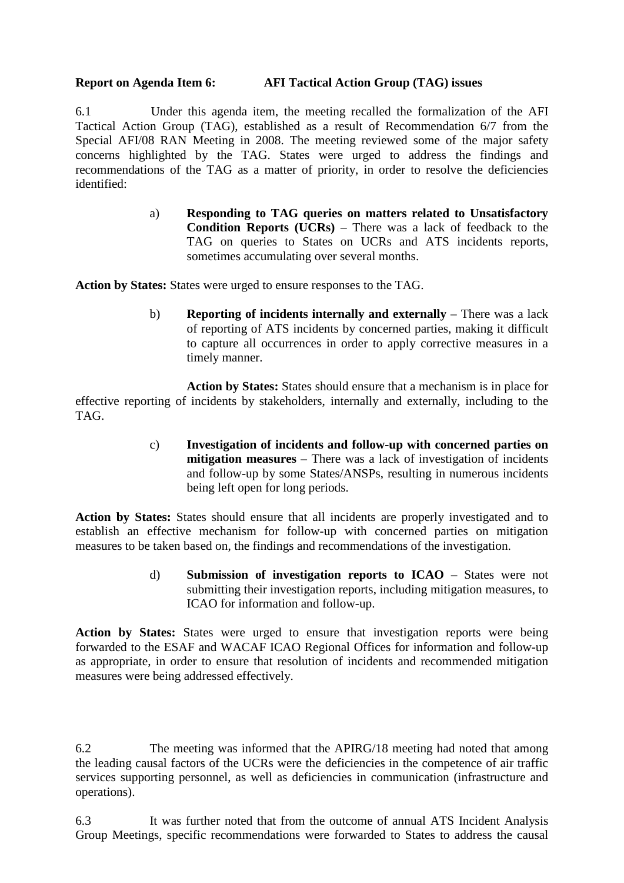**Report on Agenda Item 6: AFI Tactical Action Group (TAG) issues**

6.1 Under this agenda item, the meeting recalled the formalization of the AFI Tactical Action Group (TAG), established as a result of Recommendation 6/7 from the Special AFI/08 RAN Meeting in 2008. The meeting reviewed some of the major safety concerns highlighted by the TAG. States were urged to address the findings and recommendations of the TAG as a matter of priority, in order to resolve the deficiencies identified:

a) **Responding to TAG queries on matters related to Unsatisfactory Condition Reports (UCRs)** – There was a lack of feedback to the TAG on queries to States on UCRs and ATS incidents reports, sometimes accumulating over several months.

**Action by States:** States were urged to ensure responses to the TAG.

b) **Reporting of incidents internally and externally** – There was a lack of reporting of ATS incidents by concerned parties, making it difficult to capture all occurrences in order to apply corrective measures in a timely manner.

**Action by States:** States should ensure that a mechanism is in place for effective reporting of incidents by stakeholders, internally and externally, including to the TAG.

c) **Investigation of incidents and follow-up with concerned parties on mitigation measures** – There was a lack of investigation of incidents and follow-up by some States/ANSPs, resulting in numerous incidents being left open for long periods.

**Action by States:** States should ensure that all incidents are properly investigated and to establish an effective mechanism for follow-up with concerned parties on mitigation measures to be taken based on, the findings and recommendations of the investigation.

d) **Submission of investigation reports to ICAO** – States were not submitting their investigation reports, including mitigation measures, to ICAO for information and follow-up.

**Action by States:** States were urged to ensure that investigation reports were being forwarded to the ESAF and WACAF ICAO Regional Offices for information and follow-up as appropriate, in order to ensure that resolution of incidents and recommended mitigation measures were being addressed effectively.

6.2 The meeting was informed that the APIRG/18 meeting had noted that among the leading causal factors of the UCRs were the deficiencies in the competence of air traffic services supporting personnel, as well as deficiencies in communication (infrastructure and operations).

6.3 It was further noted that from the outcome of annual ATS Incident Analysis Group Meetings, specific recommendations were forwarded to States to address the causal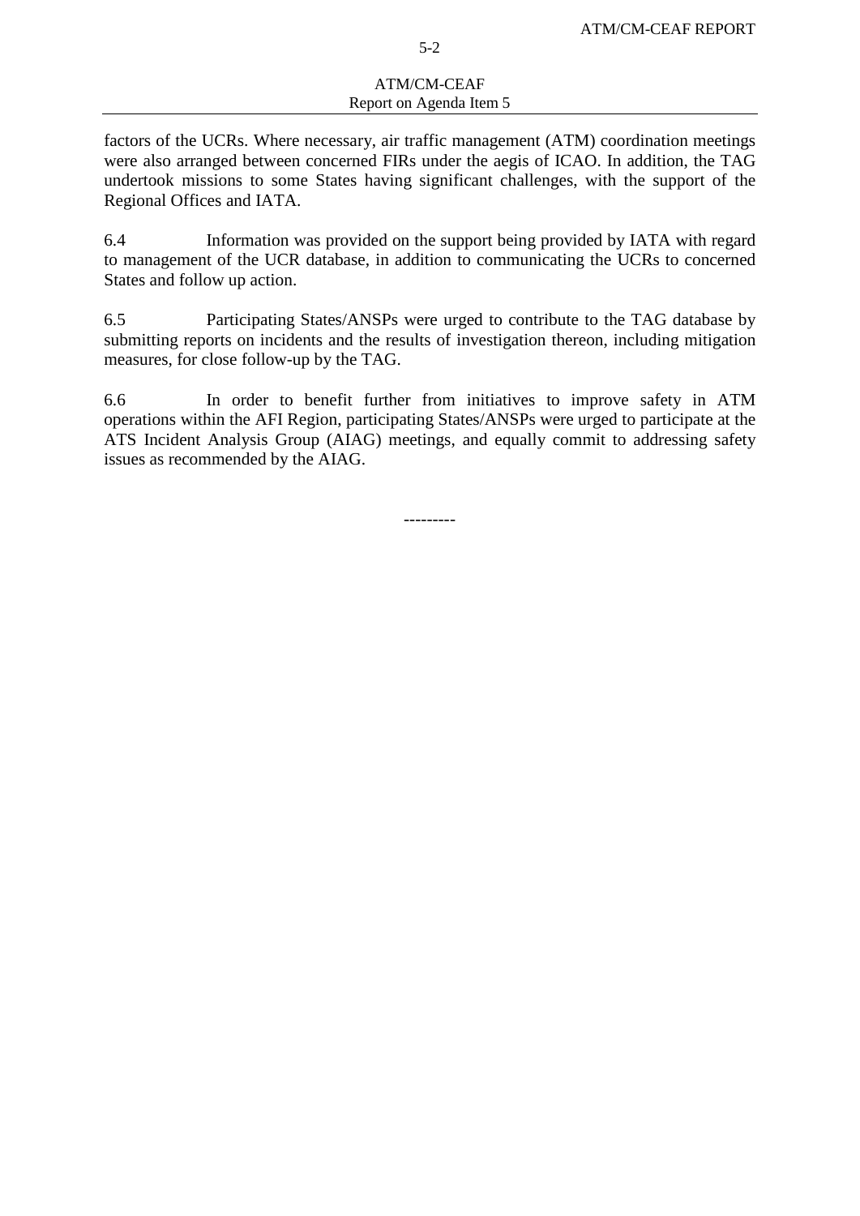factors of the UCRs. Where necessary, air traffic management (ATM) coordination meetings were also arranged between concerned FIRs under the aegis of ICAO. In addition, the TAG undertook missions to some States having significant challenges, with the support of the Regional Offices and IATA.

6.4 Information was provided on the support being provided by IATA with regard to management of the UCR database, in addition to communicating the UCRs to concerned States and follow up action.

6.5 Participating States/ANSPs were urged to contribute to the TAG database by submitting reports on incidents and the results of investigation thereon, including mitigation measures, for close follow-up by the TAG.

6.6 In order to benefit further from initiatives to improve safety in ATM operations within the AFI Region, participating States/ANSPs were urged to participate at the ATS Incident Analysis Group (AIAG) meetings, and equally commit to addressing safety issues as recommended by the AIAG.

---------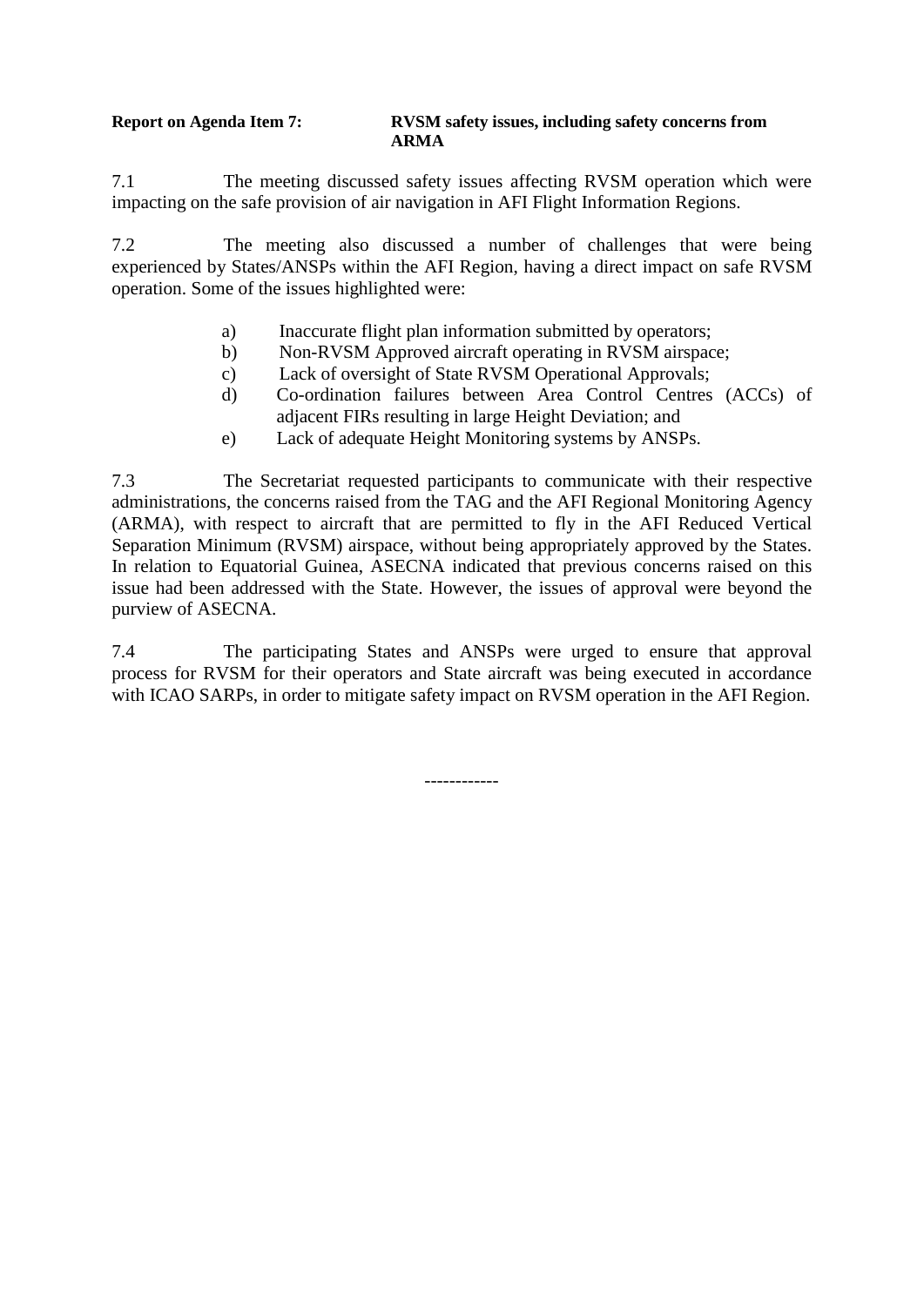**Report on Agenda Item 7: RVSM safety issues, including safety concerns from ARMA**

7.1 The meeting discussed safety issues affecting RVSM operation which were impacting on the safe provision of air navigation in AFI Flight Information Regions.

7.2 The meeting also discussed a number of challenges that were being experienced by States/ANSPs within the AFI Region, having a direct impact on safe RVSM operation. Some of the issues highlighted were:

a) Inaccurate flight plan information submitted by operators;
b) Non-RVSM Approved aircraft operating in RVSM airspace;
c) Lack of oversight of State RVSM Operational Approvals;
d) Co-ordination failures between Area Control Centres (ACCs) of adjacent FIRs resulting in large Height Deviation; and
e) Lack of adequate Height Monitoring systems by ANSPs.

7.3 The Secretariat requested participants to communicate with their respective administrations, the concerns raised from the TAG and the AFI Regional Monitoring Agency (ARMA), with respect to aircraft that are permitted to fly in the AFI Reduced Vertical Separation Minimum (RVSM) airspace, without being appropriately approved by the States. In relation to Equatorial Guinea, ASECNA indicated that previous concerns raised on this issue had been addressed with the State. However, the issues of approval were beyond the purview of ASECNA.

7.4 The participating States and ANSPs were urged to ensure that approval process for RVSM for their operators and State aircraft was being executed in accordance with ICAO SARPs, in order to mitigate safety impact on RVSM operation in the AFI Region.

------------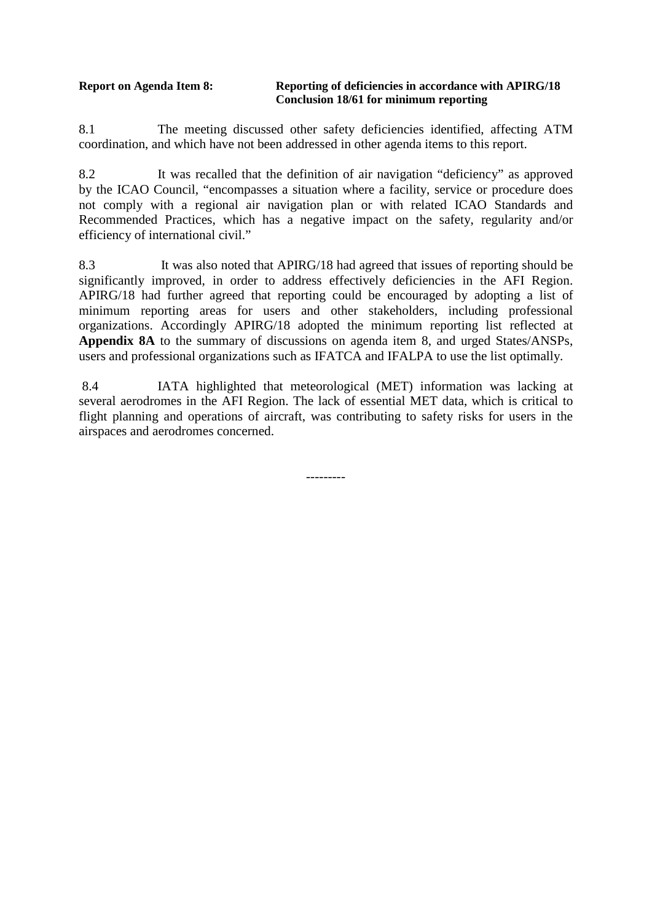**Report on Agenda Item 8: Reporting of deficiencies in accordance with APIRG/18 Conclusion 18/61 for minimum reporting**

8.1 The meeting discussed other safety deficiencies identified, affecting ATM coordination, and which have not been addressed in other agenda items to this report.

8.2 It was recalled that the definition of air navigation “deficiency” as approved by the ICAO Council, “encompasses a situation where a facility, service or procedure does not comply with a regional air navigation plan or with related ICAO Standards and Recommended Practices, which has a negative impact on the safety, regularity and/or efficiency of international civil.”

8.3 It was also noted that APIRG/18 had agreed that issues of reporting should be significantly improved, in order to address effectively deficiencies in the AFI Region. APIRG/18 had further agreed that reporting could be encouraged by adopting a list of minimum reporting areas for users and other stakeholders, including professional organizations. Accordingly APIRG/18 adopted the minimum reporting list reflected at **Appendix 8A** to the summary of discussions on agenda item 8, and urged States/ANSPs, users and professional organizations such as IFATCA and IFALPA to use the list optimally.

8.4 IATA highlighted that meteorological (MET) information was lacking at several aerodromes in the AFI Region. The lack of essential MET data, which is critical to flight planning and operations of aircraft, was contributing to safety risks for users in the airspaces and aerodromes concerned.

---------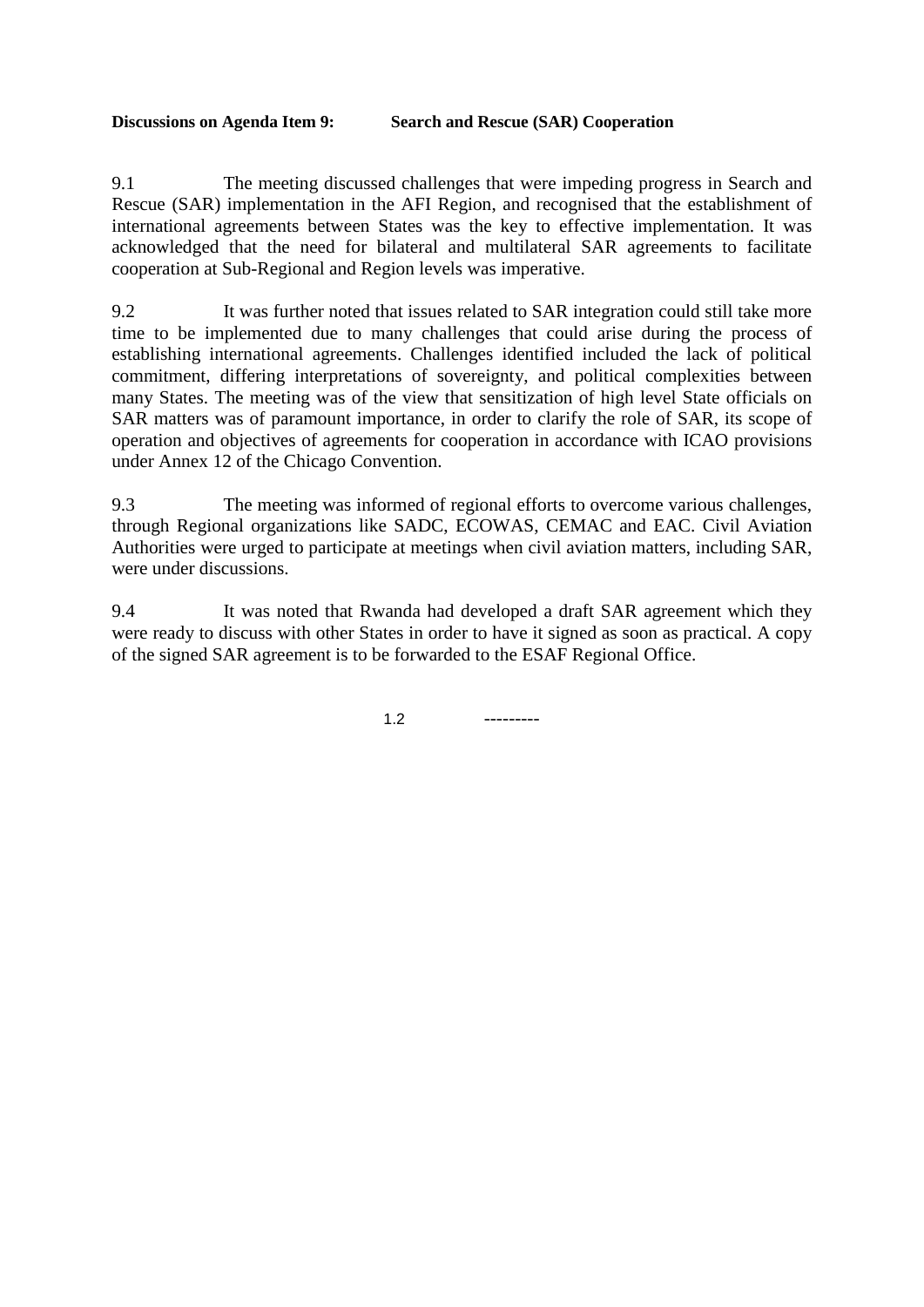**Discussions on Agenda Item 9: Search and Rescue (SAR) Cooperation**

9.1 The meeting discussed challenges that were impeding progress in Search and Rescue (SAR) implementation in the AFI Region, and recognised that the establishment of international agreements between States was the key to effective implementation. It was acknowledged that the need for bilateral and multilateral SAR agreements to facilitate cooperation at Sub-Regional and Region levels was imperative.

9.2 It was further noted that issues related to SAR integration could still take more time to be implemented due to many challenges that could arise during the process of establishing international agreements. Challenges identified included the lack of political commitment, differing interpretations of sovereignty, and political complexities between many States. The meeting was of the view that sensitization of high level State officials on SAR matters was of paramount importance, in order to clarify the role of SAR, its scope of operation and objectives of agreements for cooperation in accordance with ICAO provisions under Annex 12 of the Chicago Convention.

9.3 The meeting was informed of regional efforts to overcome various challenges, through Regional organizations like SADC, ECOWAS, CEMAC and EAC. Civil Aviation Authorities were urged to participate at meetings when civil aviation matters, including SAR, were under discussions.

9.4 It was noted that Rwanda had developed a draft SAR agreement which they were ready to discuss with other States in order to have it signed as soon as practical. A copy of the signed SAR agreement is to be forwarded to the ESAF Regional Office.

1.2 ---------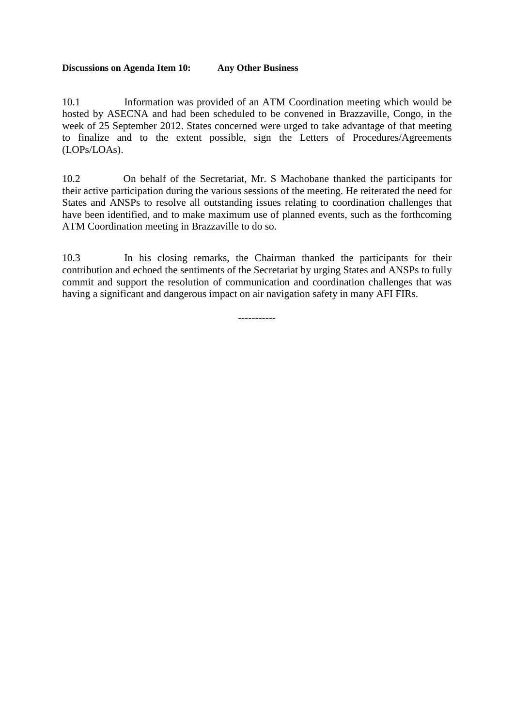**Discussions on Agenda Item 10: Any Other Business**

10.1 Information was provided of an ATM Coordination meeting which would be hosted by ASECNA and had been scheduled to be convened in Brazzaville, Congo, in the week of 25 September 2012. States concerned were urged to take advantage of that meeting to finalize and to the extent possible, sign the Letters of Procedures/Agreements (LOPs/LOAs).

10.2 On behalf of the Secretariat, Mr. S Machobane thanked the participants for their active participation during the various sessions of the meeting. He reiterated the need for States and ANSPs to resolve all outstanding issues relating to coordination challenges that have been identified, and to make maximum use of planned events, such as the forthcoming ATM Coordination meeting in Brazzaville to do so.

10.3 In his closing remarks, the Chairman thanked the participants for their contribution and echoed the sentiments of the Secretariat by urging States and ANSPs to fully commit and support the resolution of communication and coordination challenges that was having a significant and dangerous impact on air navigation safety in many AFI FIRs.

-----------